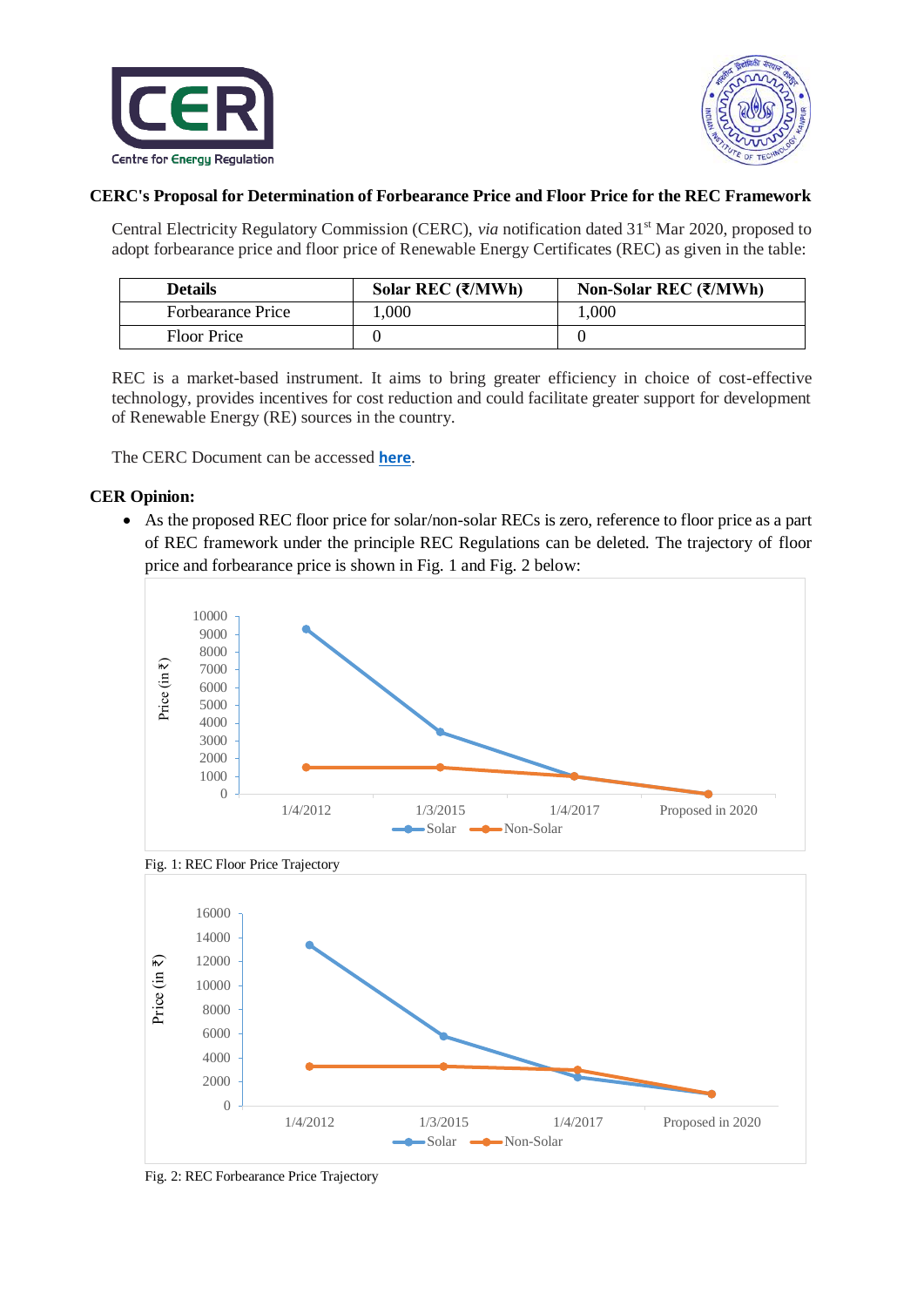**CERC's Proposal for Determination of Forbearance Price and Floor Price for the REC Framework**

Central Electricity Regulatory Commission (CERC), *via* notification dated 31st Mar 2020, proposed to adopt forbearance price and floor price of Renewable Energy Certificates (REC) as given in the table:

| Details | Solar REC (₹/MWh) | Non-Solar REC (₹/MWh) |
|---|---|---|
| Forbearance Price | 1,000 | 1,000 |
| Floor Price | 0 | 0 |

REC is a market-based instrument. It aims to bring greater efficiency in choice of cost-effective technology, provides incentives for cost reduction and could facilitate greater support for development of Renewable Energy (RE) sources in the country.

The CERC Document can be accessed **here**.

**CER Opinion:**

- As the proposed REC floor price for solar/non-solar RECs is zero, reference to floor price as a part of REC framework under the principle REC Regulations can be deleted. The trajectory of floor price and forbearance price is shown in Fig. 1 and Fig. 2 below:

Fig. 1: REC Floor Price Trajectory

Fig. 2: REC Forbearance Price Trajectory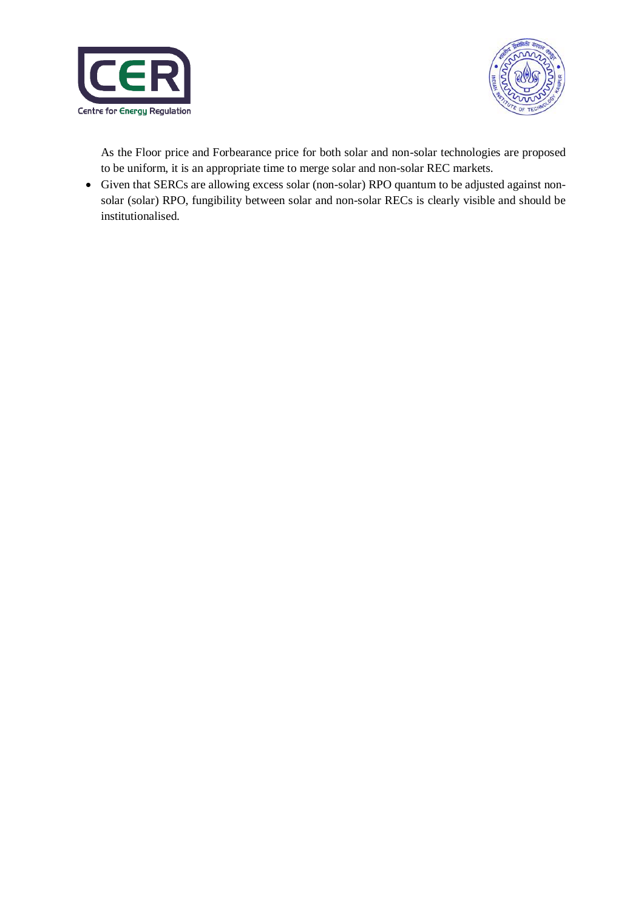As the Floor price and Forbearance price for both solar and non-solar technologies are proposed to be uniform, it is an appropriate time to merge solar and non-solar REC markets.

- Given that SERCs are allowing excess solar (non-solar) RPO quantum to be adjusted against non-solar (solar) RPO, fungibility between solar and non-solar RECs is clearly visible and should be institutionalised.